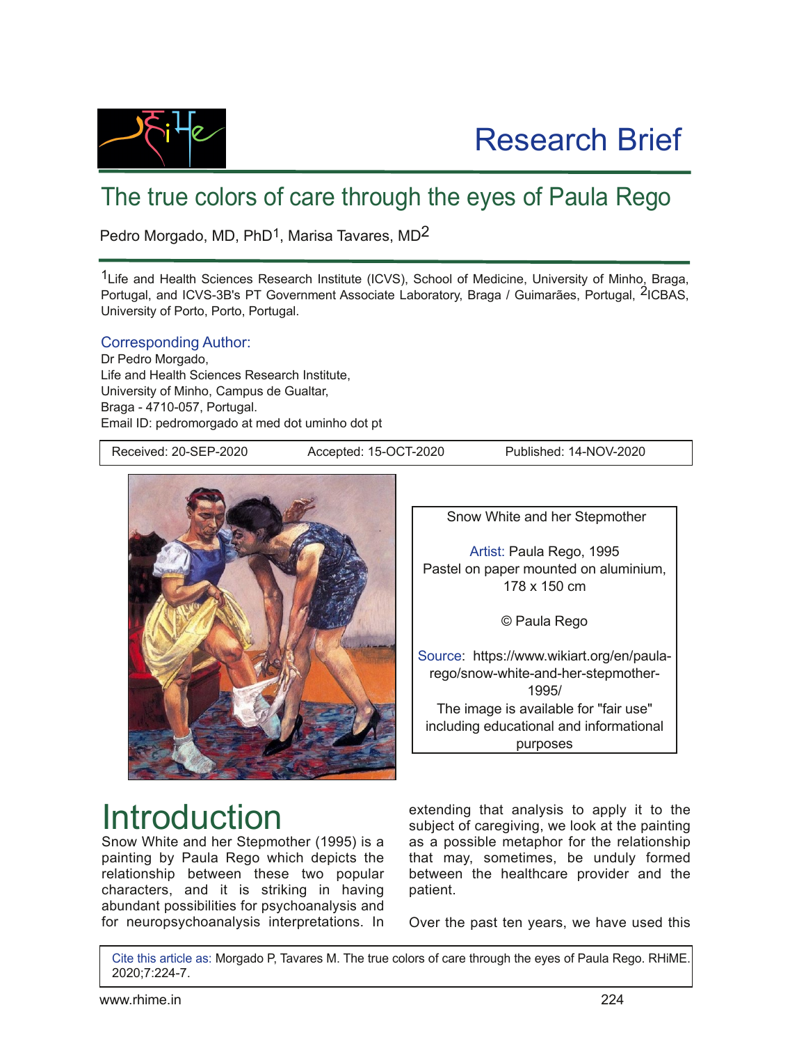# Research Brief

## The true colors of care through the eyes of Paula Rego

Pedro Morgado, MD, PhD[1], Marisa Tavares, MD[2]

[1]Life and Health Sciences Research Institute (ICVS), School of Medicine, University of Minho, Braga, Portugal, and ICVS-3B's PT Government Associate Laboratory, Braga / Guimarães, Portugal, [2]ICBAS, University of Porto, Porto, Portugal.

**Corresponding Author:**
Dr Pedro Morgado,
Life and Health Sciences Research Institute,
University of Minho, Campus de Gualtar,
Braga - 4710-057, Portugal.
Email ID: pedromorgado at med dot uminho dot pt

Received: 20-SEP-2020 Accepted: 15-OCT-2020 Published: 14-NOV-2020

Snow White and her Stepmother

Artist: Paula Rego, 1995
Pastel on paper mounted on aluminium, 178 x 150 cm

© Paula Rego

Source: https://www.wikiart.org/en/paula-rego/snow-white-and-her-stepmother-1995/
The image is available for "fair use" including educational and informational purposes

# Introduction

Snow White and her Stepmother (1995) is a painting by Paula Rego which depicts the relationship between these two popular characters, and it is striking in having abundant possibilities for psychoanalysis and for neuropsychoanalysis interpretations. In extending that analysis to apply it to the subject of caregiving, we look at the painting as a possible metaphor for the relationship that may, sometimes, be unduly formed between the healthcare provider and the patient.

Over the past ten years, we have used this

Cite this article as: Morgado P, Tavares M. The true colors of care through the eyes of Paula Rego. RHiME. 2020;7:224-7.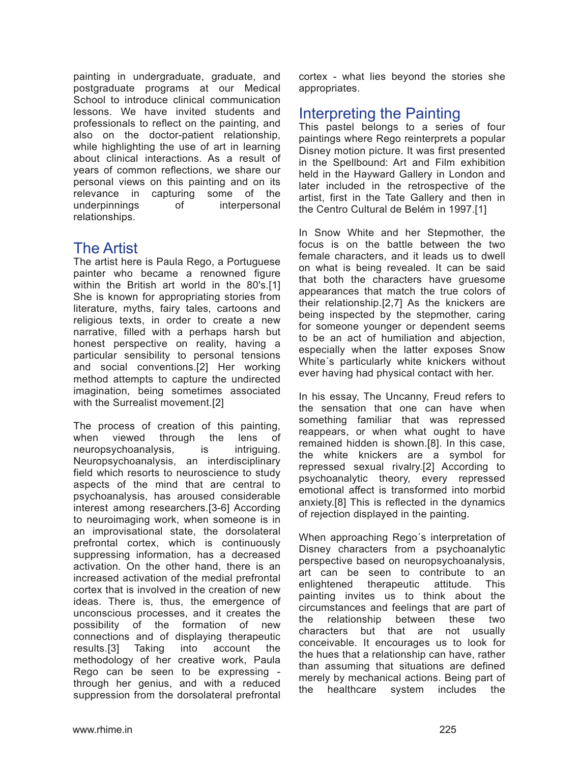painting in undergraduate, graduate, and postgraduate programs at our Medical School to introduce clinical communication lessons. We have invited students and professionals to reflect on the painting, and also on the doctor-patient relationship, while highlighting the use of art in learning about clinical interactions. As a result of years of common reflections, we share our personal views on this painting and on its relevance in capturing some of the underpinnings of interpersonal relationships.

## The Artist

The artist here is Paula Rego, a Portuguese painter who became a renowned figure within the British art world in the 80's.[1] She is known for appropriating stories from literature, myths, fairy tales, cartoons and religious texts, in order to create a new narrative, filled with a perhaps harsh but honest perspective on reality, having a particular sensibility to personal tensions and social conventions.[2] Her working method attempts to capture the undirected imagination, being sometimes associated with the Surrealist movement.[2]

The process of creation of this painting, when viewed through the lens of neuropsychoanalysis, is intriguing. Neuropsychoanalysis, an interdisciplinary field which resorts to neuroscience to study aspects of the mind that are central to psychoanalysis, has aroused considerable interest among researchers.[3-6] According to neuroimaging work, when someone is in an improvisational state, the dorsolateral prefrontal cortex, which is continuously suppressing information, has a decreased activation. On the other hand, there is an increased activation of the medial prefrontal cortex that is involved in the creation of new ideas. There is, thus, the emergence of unconscious processes, and it creates the possibility of the formation of new connections and of displaying therapeutic results.[3] Taking into account the methodology of her creative work, Paula Rego can be seen to be expressing - through her genius, and with a reduced suppression from the dorsolateral prefrontal cortex - what lies beyond the stories she appropriates.

## Interpreting the Painting

This pastel belongs to a series of four paintings where Rego reinterprets a popular Disney motion picture. It was first presented in the Spellbound: Art and Film exhibition held in the Hayward Gallery in London and later included in the retrospective of the artist, first in the Tate Gallery and then in the Centro Cultural de Belém in 1997.[1]

In Snow White and her Stepmother, the focus is on the battle between the two female characters, and it leads us to dwell on what is being revealed. It can be said that both the characters have gruesome appearances that match the true colors of their relationship.[2,7] As the knickers are being inspected by the stepmother, caring for someone younger or dependent seems to be an act of humiliation and abjection, especially when the latter exposes Snow White´s particularly white knickers without ever having had physical contact with her.

In his essay, The Uncanny, Freud refers to the sensation that one can have when something familiar that was repressed reappears, or when what ought to have remained hidden is shown.[8]. In this case, the white knickers are a symbol for repressed sexual rivalry.[2] According to psychoanalytic theory, every repressed emotional affect is transformed into morbid anxiety.[8] This is reflected in the dynamics of rejection displayed in the painting.

When approaching Rego´s interpretation of Disney characters from a psychoanalytic perspective based on neuropsychoanalysis, art can be seen to contribute to an enlightened therapeutic attitude. This painting invites us to think about the circumstances and feelings that are part of the relationship between these two characters but that are not usually conceivable. It encourages us to look for the hues that a relationship can have, rather than assuming that situations are defined merely by mechanical actions. Being part of the healthcare system includes the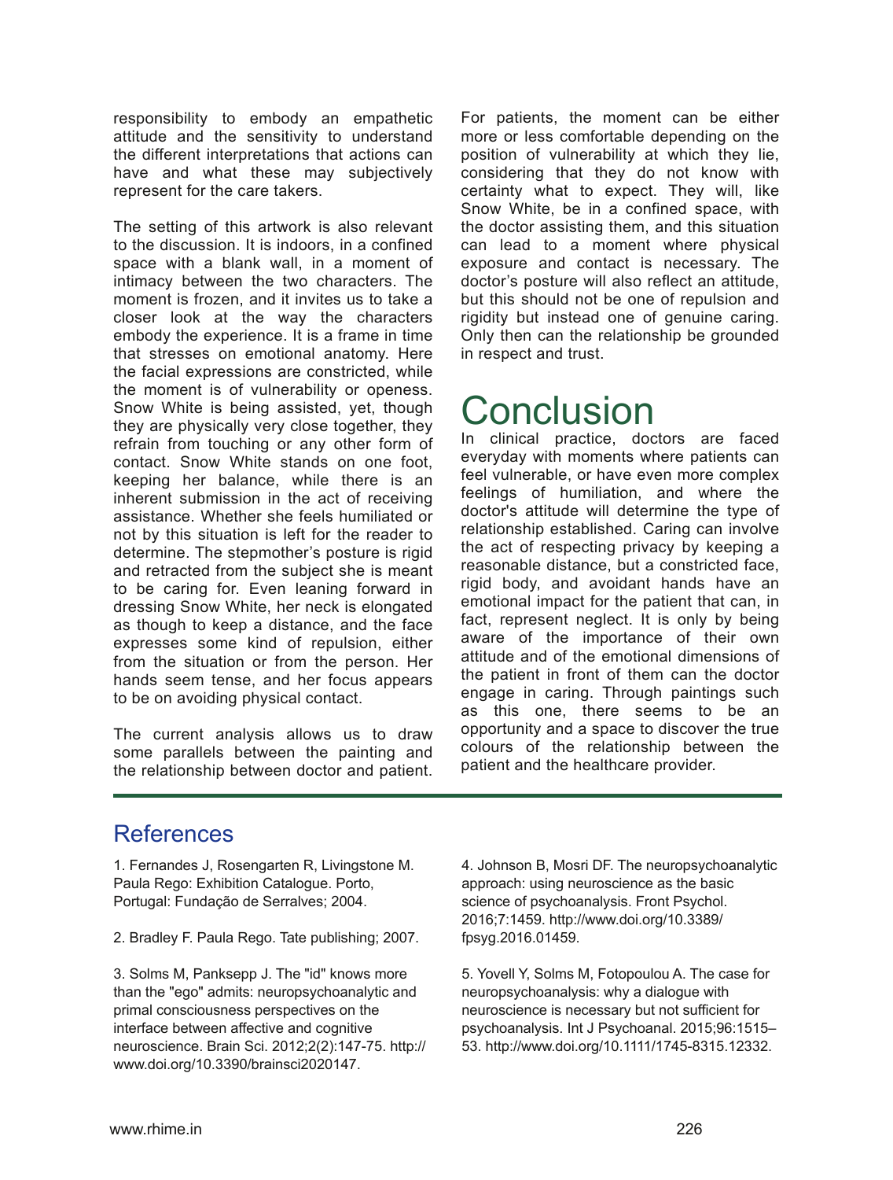responsibility to embody an empathetic attitude and the sensitivity to understand the different interpretations that actions can have and what these may subjectively represent for the care takers.

The setting of this artwork is also relevant to the discussion. It is indoors, in a confined space with a blank wall, in a moment of intimacy between the two characters. The moment is frozen, and it invites us to take a closer look at the way the characters embody the experience. It is a frame in time that stresses on emotional anatomy. Here the facial expressions are constricted, while the moment is of vulnerability or openess. Snow White is being assisted, yet, though they are physically very close together, they refrain from touching or any other form of contact. Snow White stands on one foot, keeping her balance, while there is an inherent submission in the act of receiving assistance. Whether she feels humiliated or not by this situation is left for the reader to determine. The stepmother's posture is rigid and retracted from the subject she is meant to be caring for. Even leaning forward in dressing Snow White, her neck is elongated as though to keep a distance, and the face expresses some kind of repulsion, either from the situation or from the person. Her hands seem tense, and her focus appears to be on avoiding physical contact.

The current analysis allows us to draw some parallels between the painting and the relationship between doctor and patient. For patients, the moment can be either more or less comfortable depending on the position of vulnerability at which they lie, considering that they do not know with certainty what to expect. They will, like Snow White, be in a confined space, with the doctor assisting them, and this situation can lead to a moment where physical exposure and contact is necessary. The doctor's posture will also reflect an attitude, but this should not be one of repulsion and rigidity but instead one of genuine caring. Only then can the relationship be grounded in respect and trust.

# Conclusion

In clinical practice, doctors are faced everyday with moments where patients can feel vulnerable, or have even more complex feelings of humiliation, and where the doctor's attitude will determine the type of relationship established. Caring can involve the act of respecting privacy by keeping a reasonable distance, but a constricted face, rigid body, and avoidant hands have an emotional impact for the patient that can, in fact, represent neglect. It is only by being aware of the importance of their own attitude and of the emotional dimensions of the patient in front of them can the doctor engage in caring. Through paintings such as this one, there seems to be an opportunity and a space to discover the true colours of the relationship between the patient and the healthcare provider.

## References

1. Fernandes J, Rosengarten R, Livingstone M. Paula Rego: Exhibition Catalogue. Porto, Portugal: Fundação de Serralves; 2004.

2. Bradley F. Paula Rego. Tate publishing; 2007.

3. Solms M, Panksepp J. The "id" knows more than the "ego" admits: neuropsychoanalytic and primal consciousness perspectives on the interface between affective and cognitive neuroscience. Brain Sci. 2012;2(2):147-75. http://www.doi.org/10.3390/brainsci2020147.

4. Johnson B, Mosri DF. The neuropsychoanalytic approach: using neuroscience as the basic science of psychoanalysis. Front Psychol. 2016;7:1459. http://www.doi.org/10.3389/fpsyg.2016.01459.

5. Yovell Y, Solms M, Fotopoulou A. The case for neuropsychoanalysis: why a dialogue with neuroscience is necessary but not sufficient for psychoanalysis. Int J Psychoanal. 2015;96:1515–53. http://www.doi.org/10.1111/1745-8315.12332.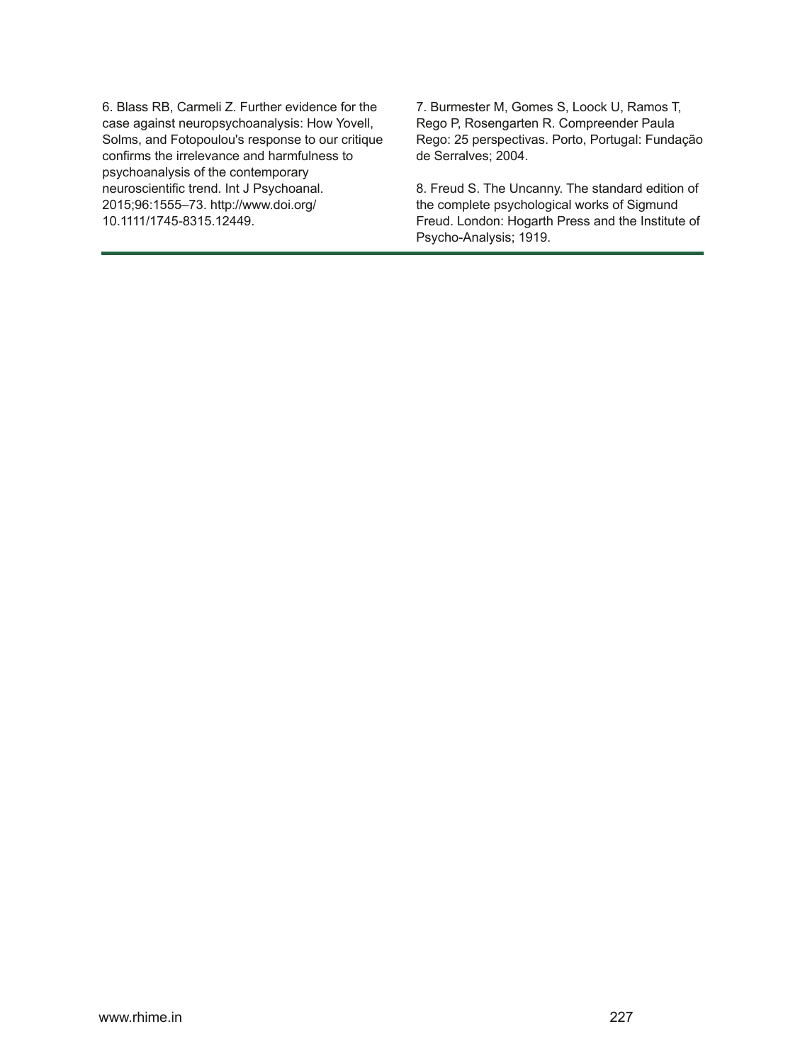6. Blass RB, Carmeli Z. Further evidence for the case against neuropsychoanalysis: How Yovell, Solms, and Fotopoulou's response to our critique confirms the irrelevance and harmfulness to psychoanalysis of the contemporary neuroscientific trend. Int J Psychoanal. 2015;96:1555–73. http://www.doi.org/10.1111/1745-8315.12449.

7. Burmester M, Gomes S, Loock U, Ramos T, Rego P, Rosengarten R. Compreender Paula Rego: 25 perspectivas. Porto, Portugal: Fundação de Serralves; 2004.

8. Freud S. The Uncanny. The standard edition of the complete psychological works of Sigmund Freud. London: Hogarth Press and the Institute of Psycho-Analysis; 1919.